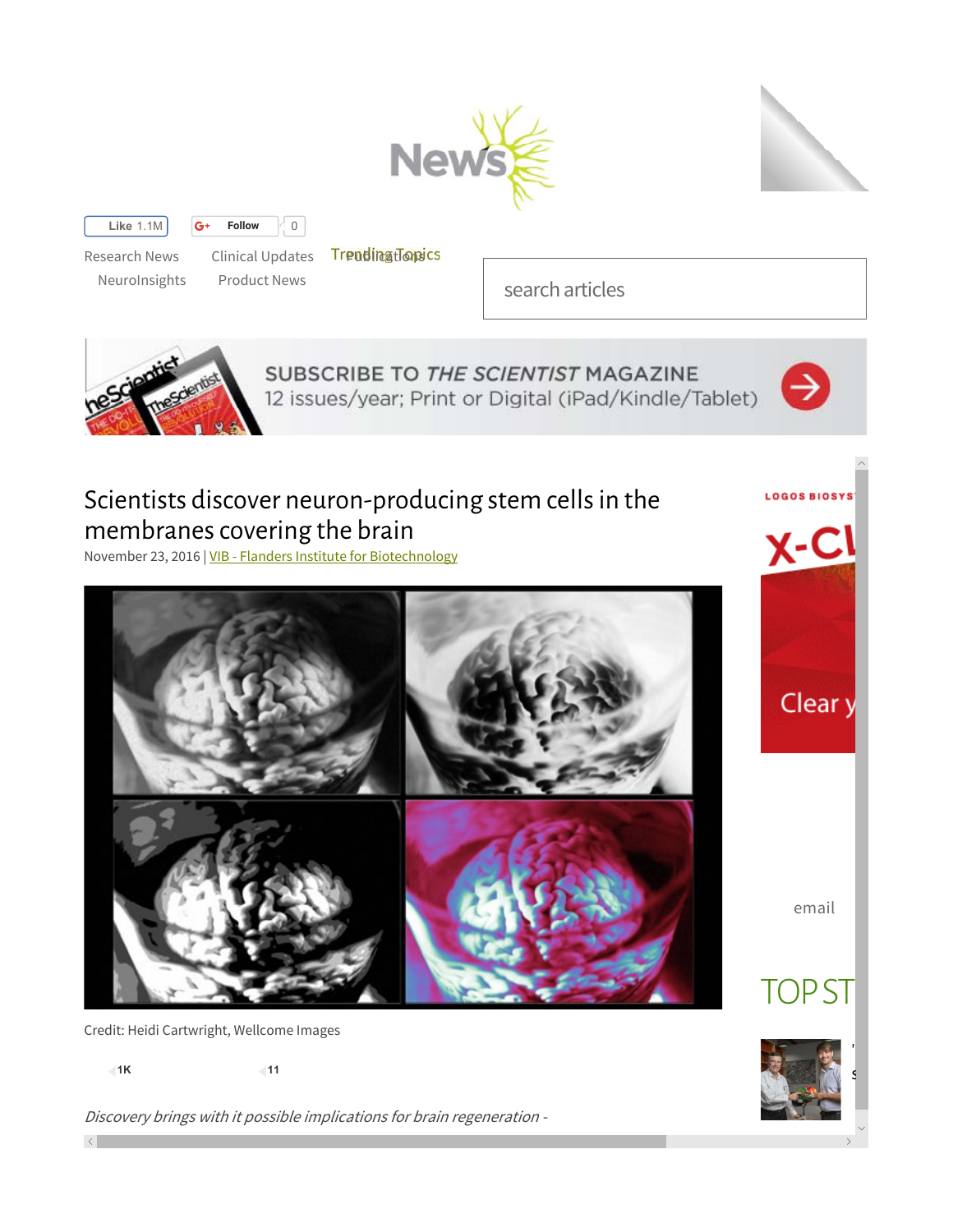Like 1.1M    Follow 0

Research News    Clinical Updates    Trending Topics    Publications
NeuroInsights    Product News

search articles

SUBSCRIBE TO *THE SCIENTIST* MAGAZINE
12 issues/year; Print or Digital (iPad/Kindle/Tablet)

# Scientists discover neuron-producing stem cells in the membranes covering the brain

November 23, 2016 | VIB - Flanders Institute for Biotechnology

Credit: Heidi Cartwright, Wellcome Images

1K    11

*Discovery brings with it possible implications for brain regeneration -*

email

TOP ST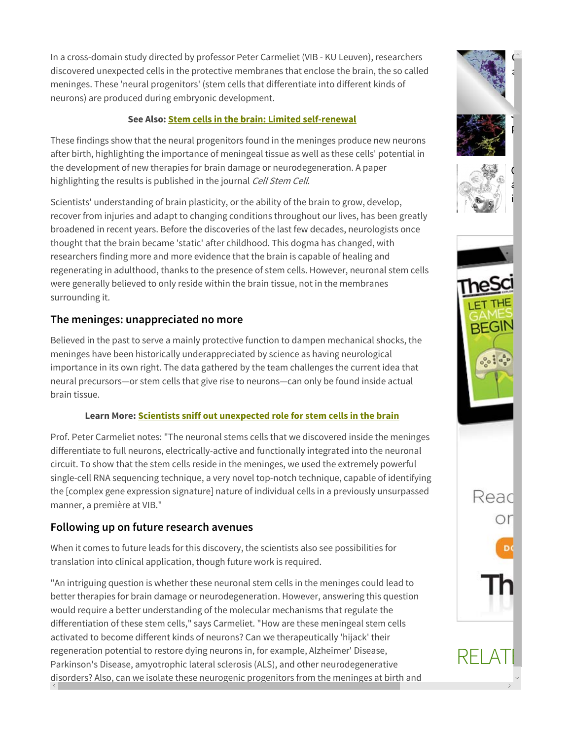In a cross-domain study directed by professor Peter Carmeliet (VIB - KU Leuven), researchers discovered unexpected cells in the protective membranes that enclose the brain, the so called meninges. These 'neural progenitors' (stem cells that differentiate into different kinds of neurons) are produced during embryonic development.

**See Also: Stem cells in the brain: Limited self-renewal**

These findings show that the neural progenitors found in the meninges produce new neurons after birth, highlighting the importance of meningeal tissue as well as these cells' potential in the development of new therapies for brain damage or neurodegeneration. A paper highlighting the results is published in the journal *Cell Stem Cell*.

Scientists' understanding of brain plasticity, or the ability of the brain to grow, develop, recover from injuries and adapt to changing conditions throughout our lives, has been greatly broadened in recent years. Before the discoveries of the last few decades, neurologists once thought that the brain became 'static' after childhood. This dogma has changed, with researchers finding more and more evidence that the brain is capable of healing and regenerating in adulthood, thanks to the presence of stem cells. However, neuronal stem cells were generally believed to only reside within the brain tissue, not in the membranes surrounding it.

## The meninges: unappreciated no more

Believed in the past to serve a mainly protective function to dampen mechanical shocks, the meninges have been historically underappreciated by science as having neurological importance in its own right. The data gathered by the team challenges the current idea that neural precursors—or stem cells that give rise to neurons—can only be found inside actual brain tissue.

**Learn More: Scientists sniff out unexpected role for stem cells in the brain**

Prof. Peter Carmeliet notes: "The neuronal stems cells that we discovered inside the meninges differentiate to full neurons, electrically-active and functionally integrated into the neuronal circuit. To show that the stem cells reside in the meninges, we used the extremely powerful single-cell RNA sequencing technique, a very novel top-notch technique, capable of identifying the [complex gene expression signature] nature of individual cells in a previously unsurpassed manner, a première at VIB."

## Following up on future research avenues

When it comes to future leads for this discovery, the scientists also see possibilities for translation into clinical application, though future work is required.

"An intriguing question is whether these neuronal stem cells in the meninges could lead to better therapies for brain damage or neurodegeneration. However, answering this question would require a better understanding of the molecular mechanisms that regulate the differentiation of these stem cells," says Carmeliet. "How are these meningeal stem cells activated to become different kinds of neurons? Can we therapeutically 'hijack' their regeneration potential to restore dying neurons in, for example, Alzheimer' Disease, Parkinson's Disease, amyotrophic lateral sclerosis (ALS), and other neurodegenerative disorders? Also, can we isolate these neurogenic progenitors from the meninges at birth and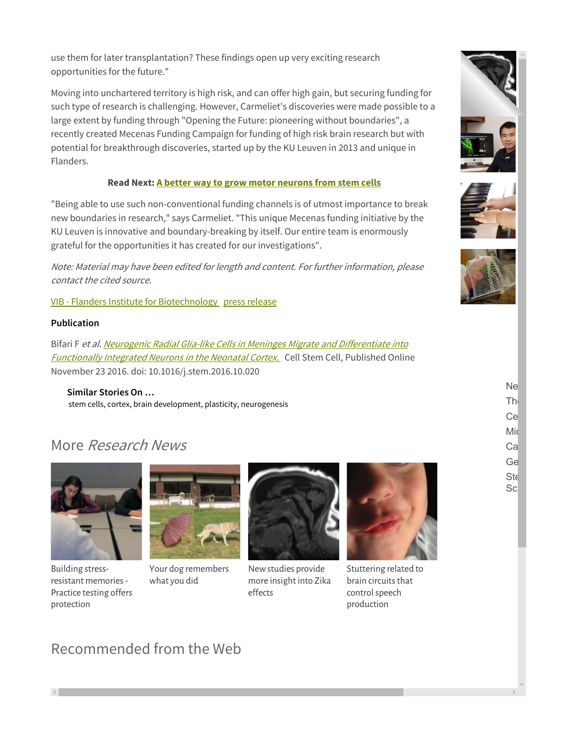use them for later transplantation? These findings open up very exciting research opportunities for the future."

Moving into unchartered territory is high risk, and can offer high gain, but securing funding for such type of research is challenging. However, Carmeliet's discoveries were made possible to a large extent by funding through "Opening the Future: pioneering without boundaries", a recently created Mecenas Funding Campaign for funding of high risk brain research but with potential for breakthrough discoveries, started up by the KU Leuven in 2013 and unique in Flanders.

**Read Next: A better way to grow motor neurons from stem cells**

"Being able to use such non-conventional funding channels is of utmost importance to break new boundaries in research," says Carmeliet. "This unique Mecenas funding initiative by the KU Leuven is innovative and boundary-breaking by itself. Our entire team is enormously grateful for the opportunities it has created for our investigations".

*Note: Material may have been edited for length and content. For further information, please contact the cited source.*

VIB - Flanders Institute for Biotechnology press release

**Publication**

Bifari F *et al.* *Neurogenic Radial Glia-like Cells in Meninges Migrate and Differentiate into Functionally Integrated Neurons in the Neonatal Cortex.* Cell Stem Cell, Published Online November 23 2016. doi: 10.1016/j.stem.2016.10.020

**Similar Stories On ...**
stem cells, cortex, brain development, plasticity, neurogenesis

## More *Research News*

Building stress-resistant memories - Practice testing offers protection

Your dog remembers what you did

New studies provide more insight into Zika effects

Stuttering related to brain circuits that control speech production

## Recommended from the Web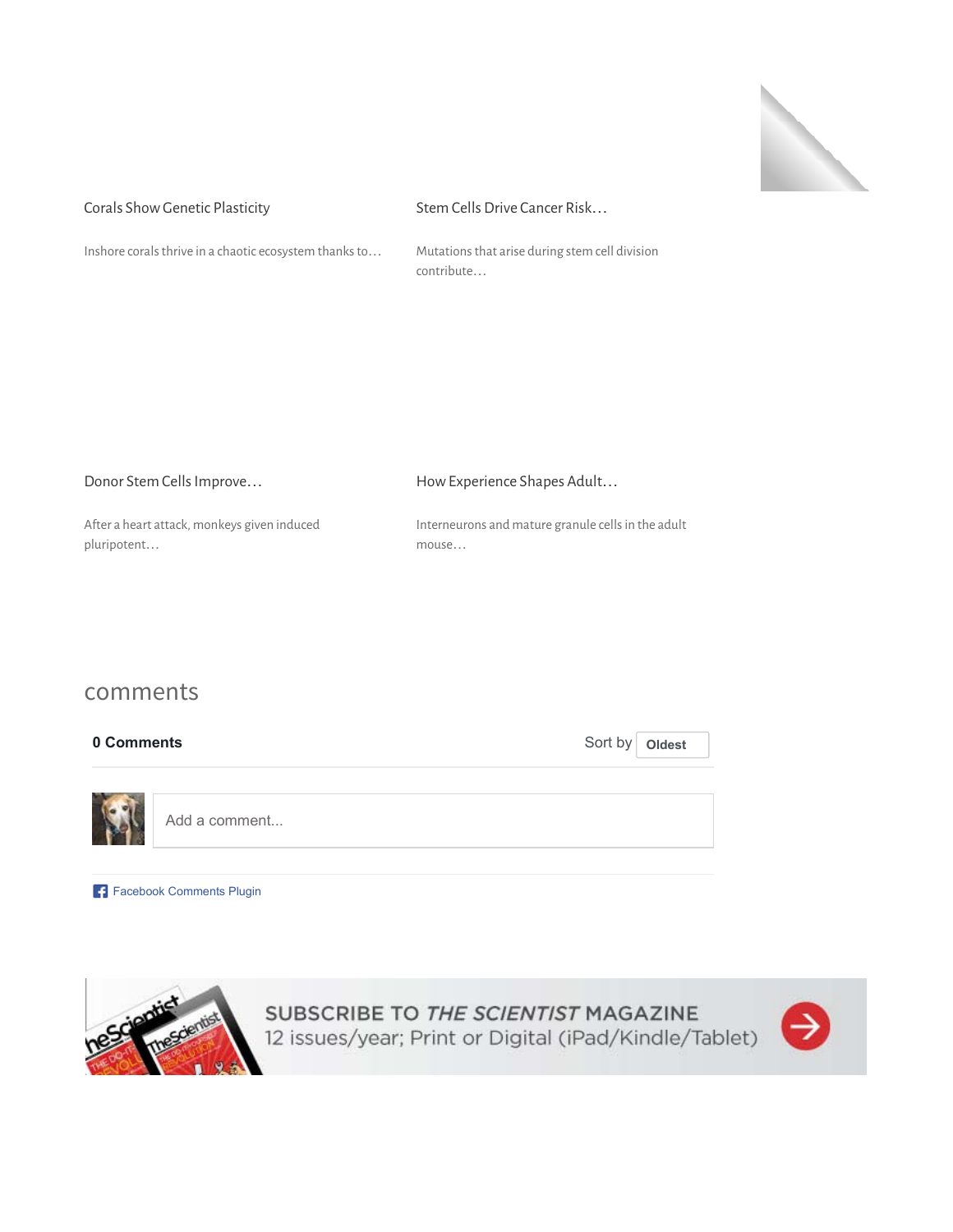Corals Show Genetic Plasticity

Inshore corals thrive in a chaotic ecosystem thanks to…

Stem Cells Drive Cancer Risk…

Mutations that arise during stem cell division contribute…

Donor Stem Cells Improve…

After a heart attack, monkeys given induced pluripotent…

How Experience Shapes Adult…

Interneurons and mature granule cells in the adult mouse…

## comments

**0 Comments**

Sort by **Oldest**

Add a comment...

Facebook Comments Plugin

SUBSCRIBE TO *THE SCIENTIST* MAGAZINE
12 issues/year; Print or Digital (iPad/Kindle/Tablet)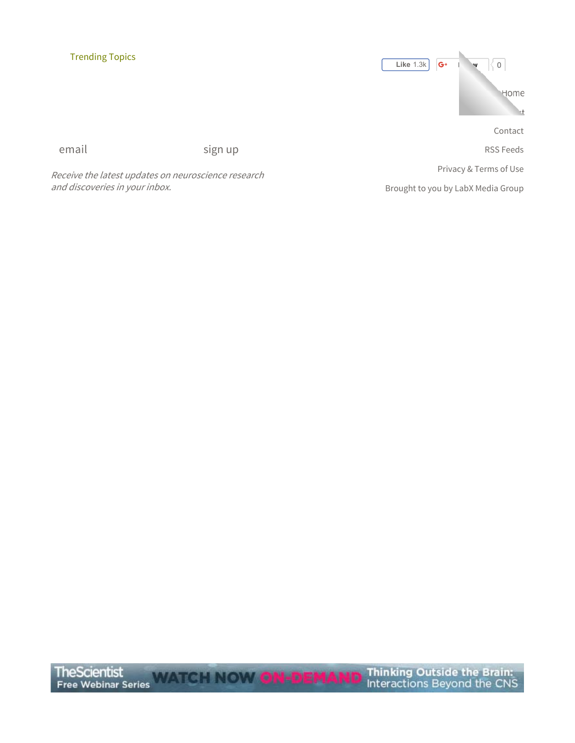Trending Topics

Like 1.3k

0

Home

Contact

RSS Feeds

Privacy & Terms of Use

Brought to you by LabX Media Group

email

sign up

*Receive the latest updates on neuroscience research and discoveries in your inbox.*

TheScientist Free Webinar Series WATCH NOW ON-DEMAND Thinking Outside the Brain: Interactions Beyond the CNS